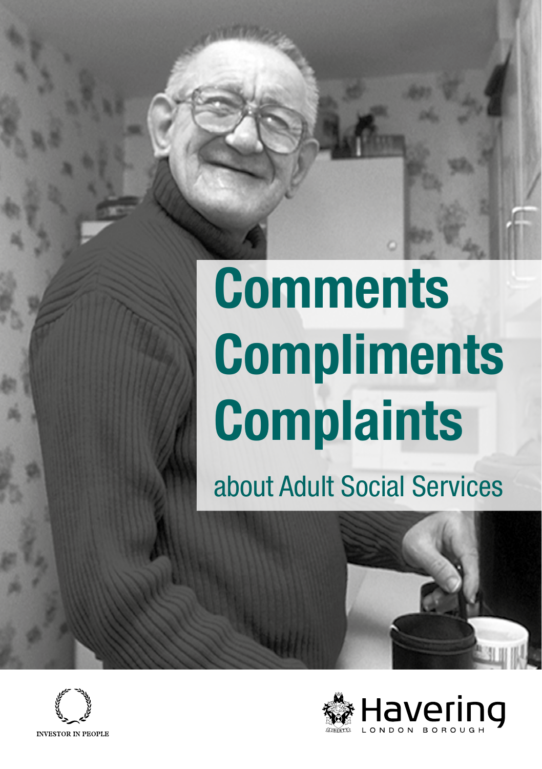# Comments Compliments Complaints

## about Adult Social Services

INVESTOR IN PEOPLE

Havering LONDON BOROUGH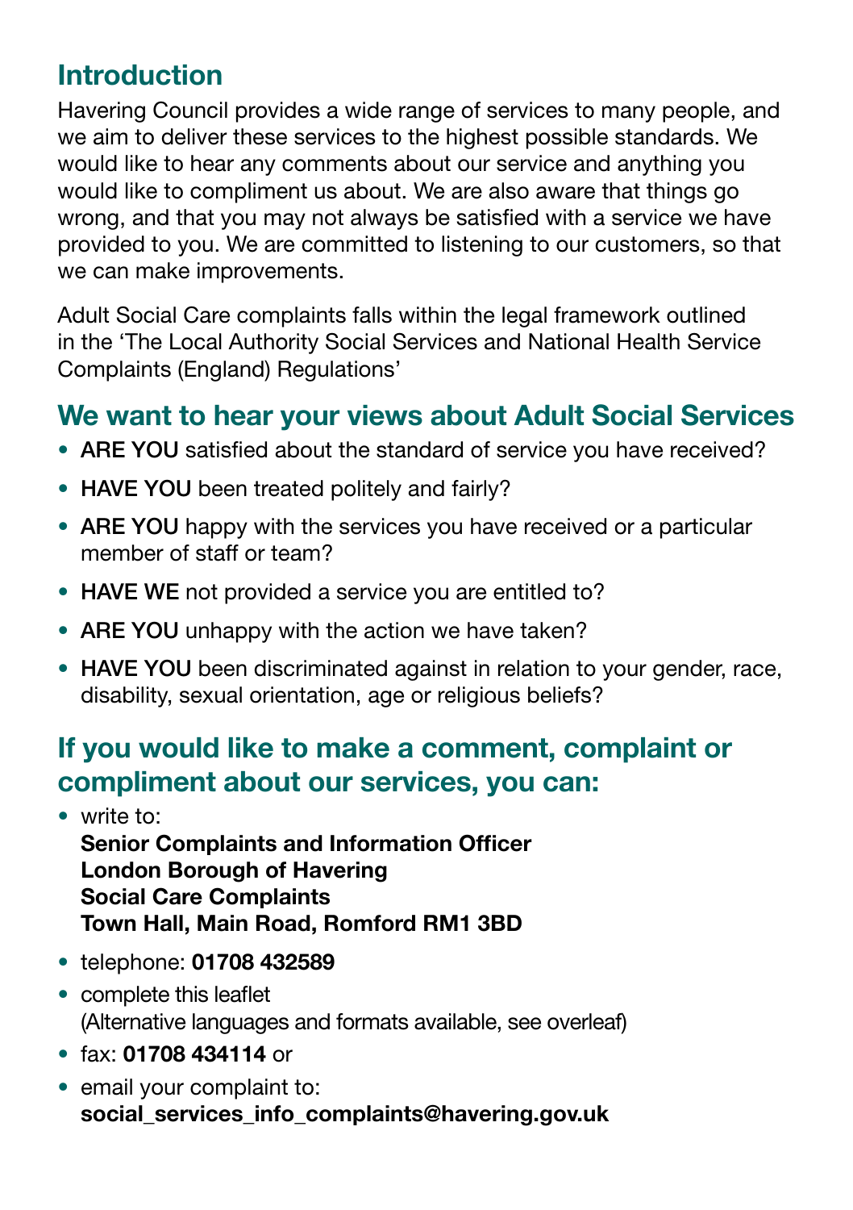## Introduction

Havering Council provides a wide range of services to many people, and we aim to deliver these services to the highest possible standards. We would like to hear any comments about our service and anything you would like to compliment us about. We are also aware that things go wrong, and that you may not always be satisfied with a service we have provided to you. We are committed to listening to our customers, so that we can make improvements.

Adult Social Care complaints falls within the legal framework outlined in the 'The Local Authority Social Services and National Health Service Complaints (England) Regulations'

## We want to hear your views about Adult Social Services

- **ARE YOU** satisfied about the standard of service you have received?
- **HAVE YOU** been treated politely and fairly?
- **ARE YOU** happy with the services you have received or a particular member of staff or team?
- **HAVE WE** not provided a service you are entitled to?
- **ARE YOU** unhappy with the action we have taken?
- **HAVE YOU** been discriminated against in relation to your gender, race, disability, sexual orientation, age or religious beliefs?

## If you would like to make a comment, complaint or compliment about our services, you can:

- write to:
  **Senior Complaints and Information Officer**
  **London Borough of Havering**
  **Social Care Complaints**
  **Town Hall, Main Road, Romford RM1 3BD**
- telephone: **01708 432589**
- complete this leaflet
  (Alternative languages and formats available, see overleaf)
- fax: **01708 434114** or
- email your complaint to:
  **social_services_info_complaints@havering.gov.uk**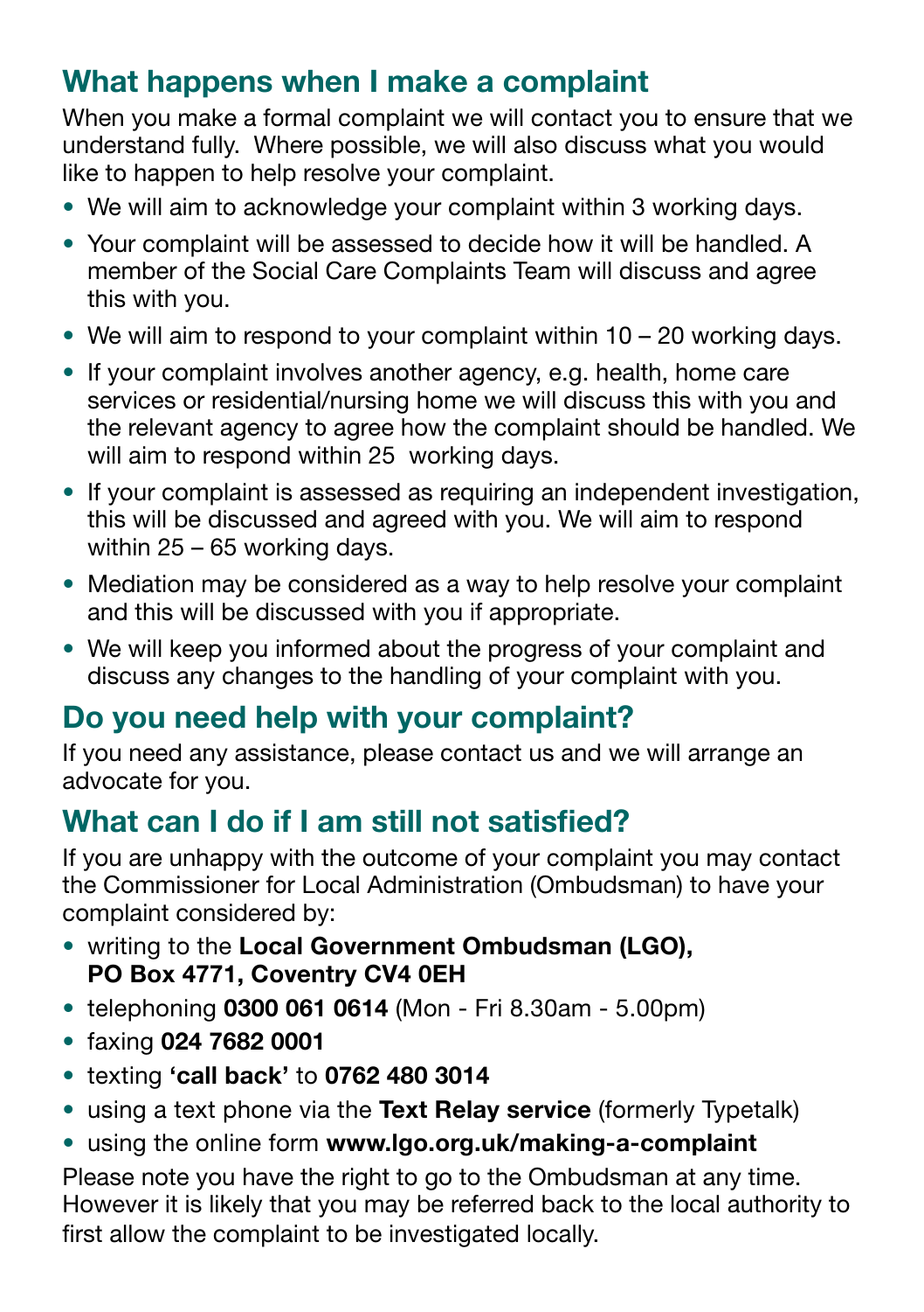## What happens when I make a complaint

When you make a formal complaint we will contact you to ensure that we understand fully. Where possible, we will also discuss what you would like to happen to help resolve your complaint.

- We will aim to acknowledge your complaint within 3 working days.
- Your complaint will be assessed to decide how it will be handled. A member of the Social Care Complaints Team will discuss and agree this with you.
- We will aim to respond to your complaint within 10 – 20 working days.
- If your complaint involves another agency, e.g. health, home care services or residential/nursing home we will discuss this with you and the relevant agency to agree how the complaint should be handled. We will aim to respond within 25 working days.
- If your complaint is assessed as requiring an independent investigation, this will be discussed and agreed with you. We will aim to respond within 25 – 65 working days.
- Mediation may be considered as a way to help resolve your complaint and this will be discussed with you if appropriate.
- We will keep you informed about the progress of your complaint and discuss any changes to the handling of your complaint with you.

## Do you need help with your complaint?

If you need any assistance, please contact us and we will arrange an advocate for you.

## What can I do if I am still not satisfied?

If you are unhappy with the outcome of your complaint you may contact the Commissioner for Local Administration (Ombudsman) to have your complaint considered by:

- writing to the **Local Government Ombudsman (LGO), PO Box 4771, Coventry CV4 0EH**
- telephoning **0300 061 0614** (Mon - Fri 8.30am - 5.00pm)
- faxing **024 7682 0001**
- texting **'call back'** to **0762 480 3014**
- using a text phone via the **Text Relay service** (formerly Typetalk)
- using the online form **www.lgo.org.uk/making-a-complaint**

Please note you have the right to go to the Ombudsman at any time. However it is likely that you may be referred back to the local authority to first allow the complaint to be investigated locally.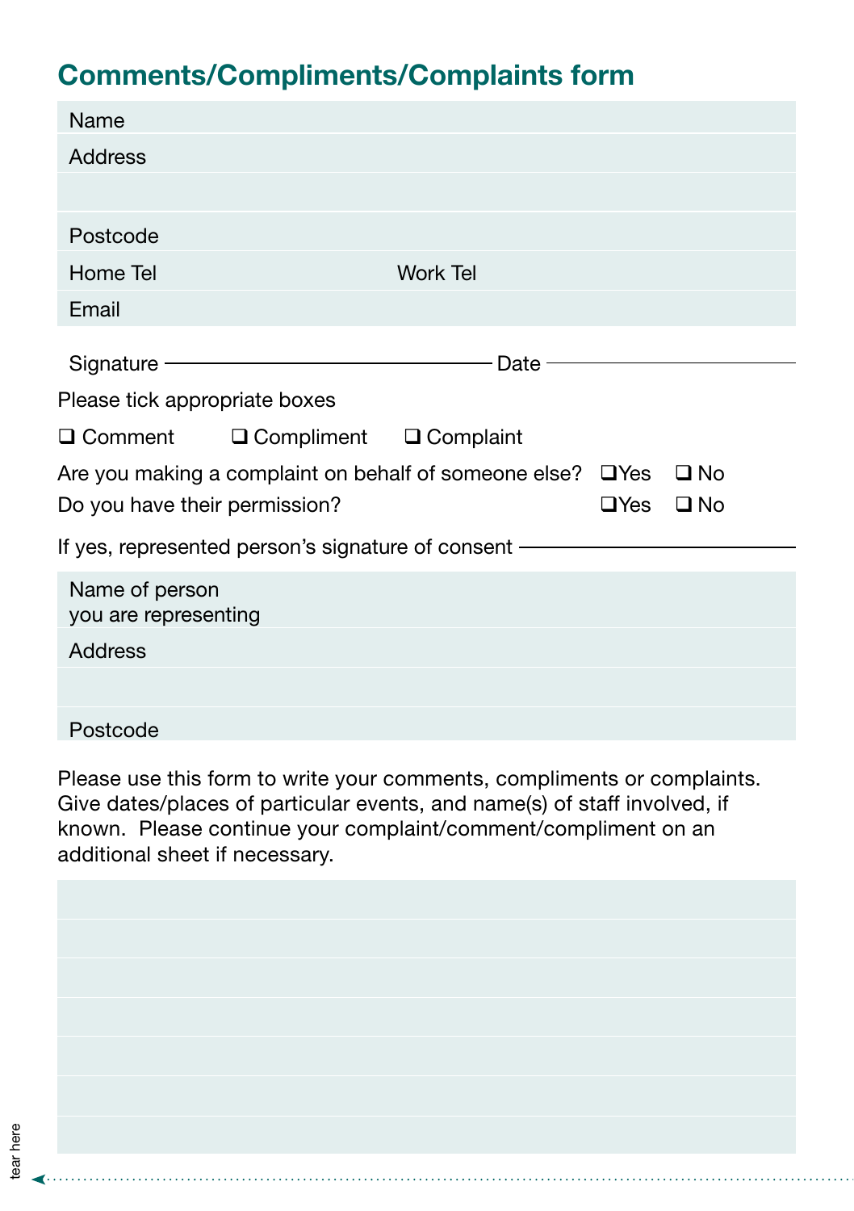## Comments/Compliments/Complaints form

Name

Address

Postcode

Home Tel Work Tel

Email

Signature ______________________ Date ______________

Please tick appropriate boxes

❑ Comment ❑ Compliment ❑ Complaint

Are you making a complaint on behalf of someone else? ❑ Yes ❑ No

Do you have their permission? ❑ Yes ❑ No

If yes, represented person's signature of consent ______________________

Name of person you are representing

Address

Postcode

Please use this form to write your comments, compliments or complaints. Give dates/places of particular events, and name(s) of staff involved, if known. Please continue your complaint/comment/compliment on an additional sheet if necessary.

tear here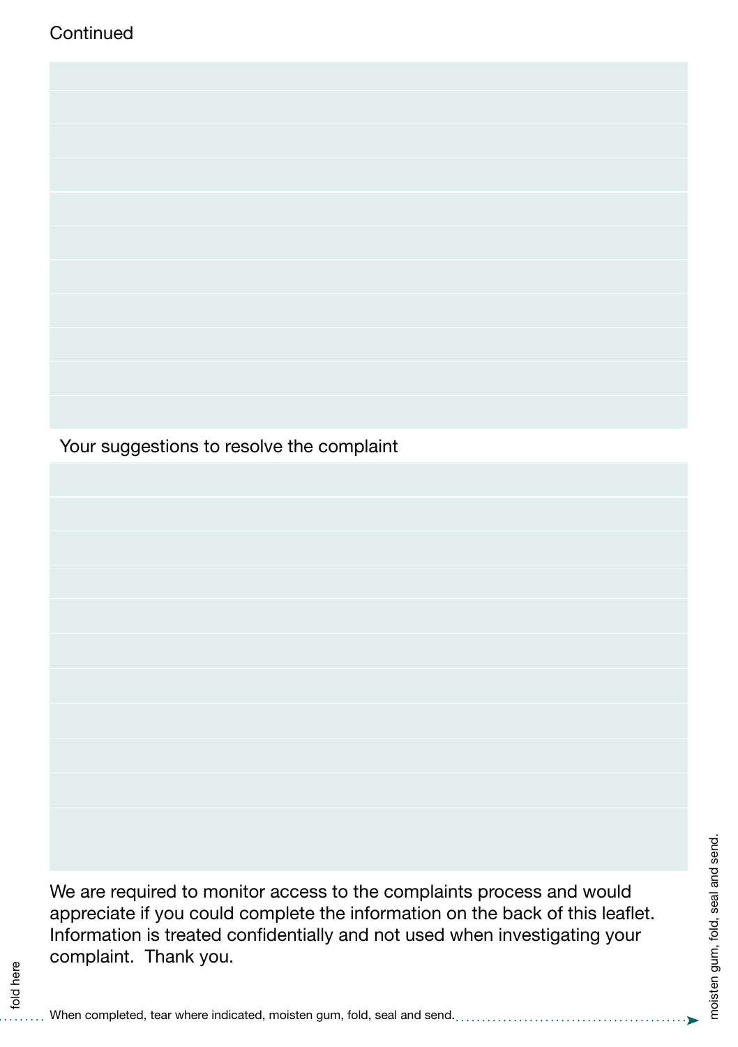Continued

Your suggestions to resolve the complaint

We are required to monitor access to the complaints process and would appreciate if you could complete the information on the back of this leaflet. Information is treated confidentially and not used when investigating your complaint. Thank you.

fold here

When completed, tear where indicated, moisten gum, fold, seal and send.

moisten gum, fold, seal and send.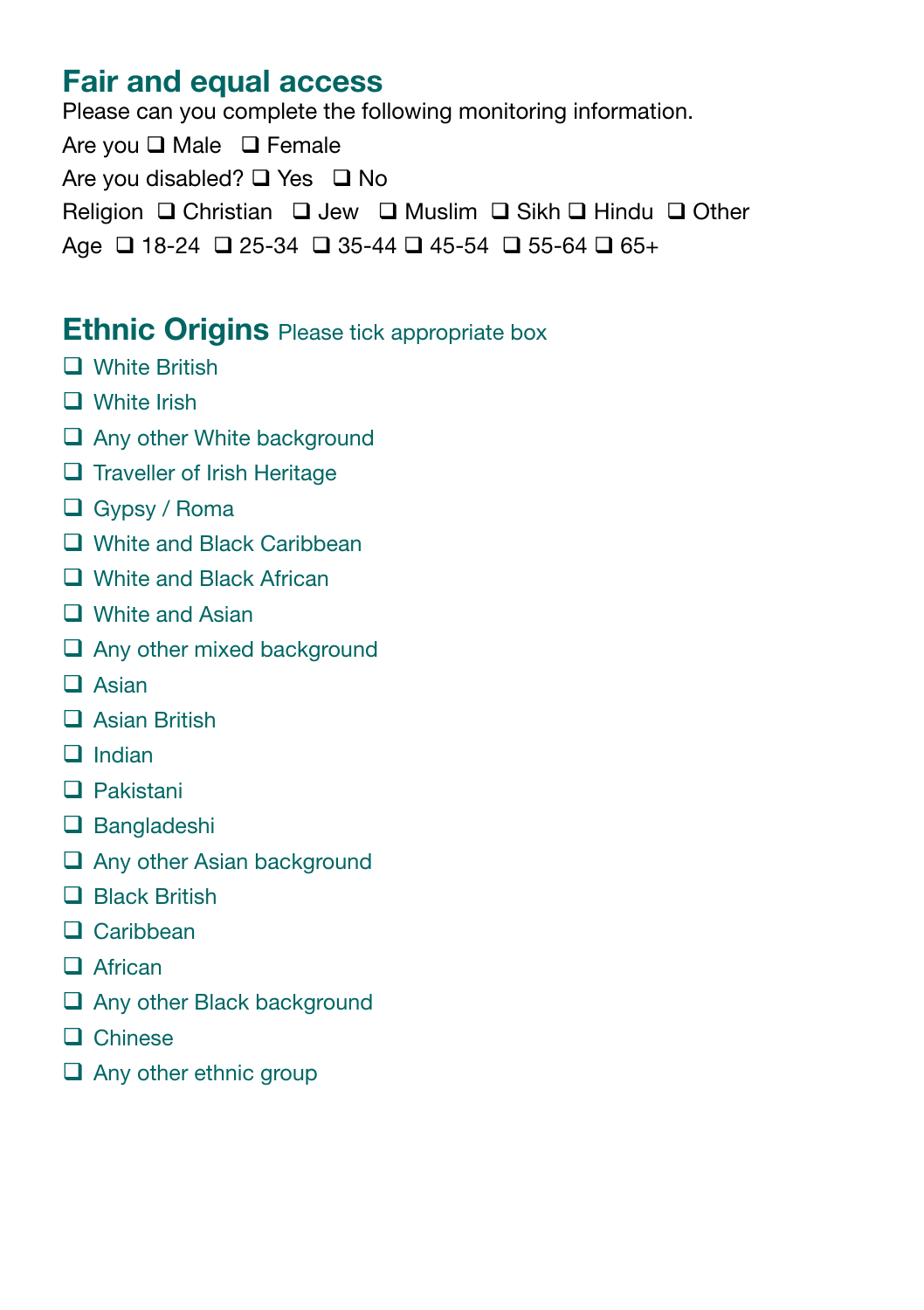## Fair and equal access

Please can you complete the following monitoring information.

Are you ❑ Male ❑ Female

Are you disabled? ❑ Yes ❑ No

Religion ❑ Christian ❑ Jew ❑ Muslim ❑ Sikh ❑ Hindu ❑ Other

Age ❑ 18-24 ❑ 25-34 ❑ 35-44 ❑ 45-54 ❑ 55-64 ❑ 65+

## Ethnic Origins Please tick appropriate box

- ❑ White British
- ❑ White Irish
- ❑ Any other White background
- ❑ Traveller of Irish Heritage
- ❑ Gypsy / Roma
- ❑ White and Black Caribbean
- ❑ White and Black African
- ❑ White and Asian
- ❑ Any other mixed background
- ❑ Asian
- ❑ Asian British
- ❑ Indian
- ❑ Pakistani
- ❑ Bangladeshi
- ❑ Any other Asian background
- ❑ Black British
- ❑ Caribbean
- ❑ African
- ❑ Any other Black background
- ❑ Chinese
- ❑ Any other ethnic group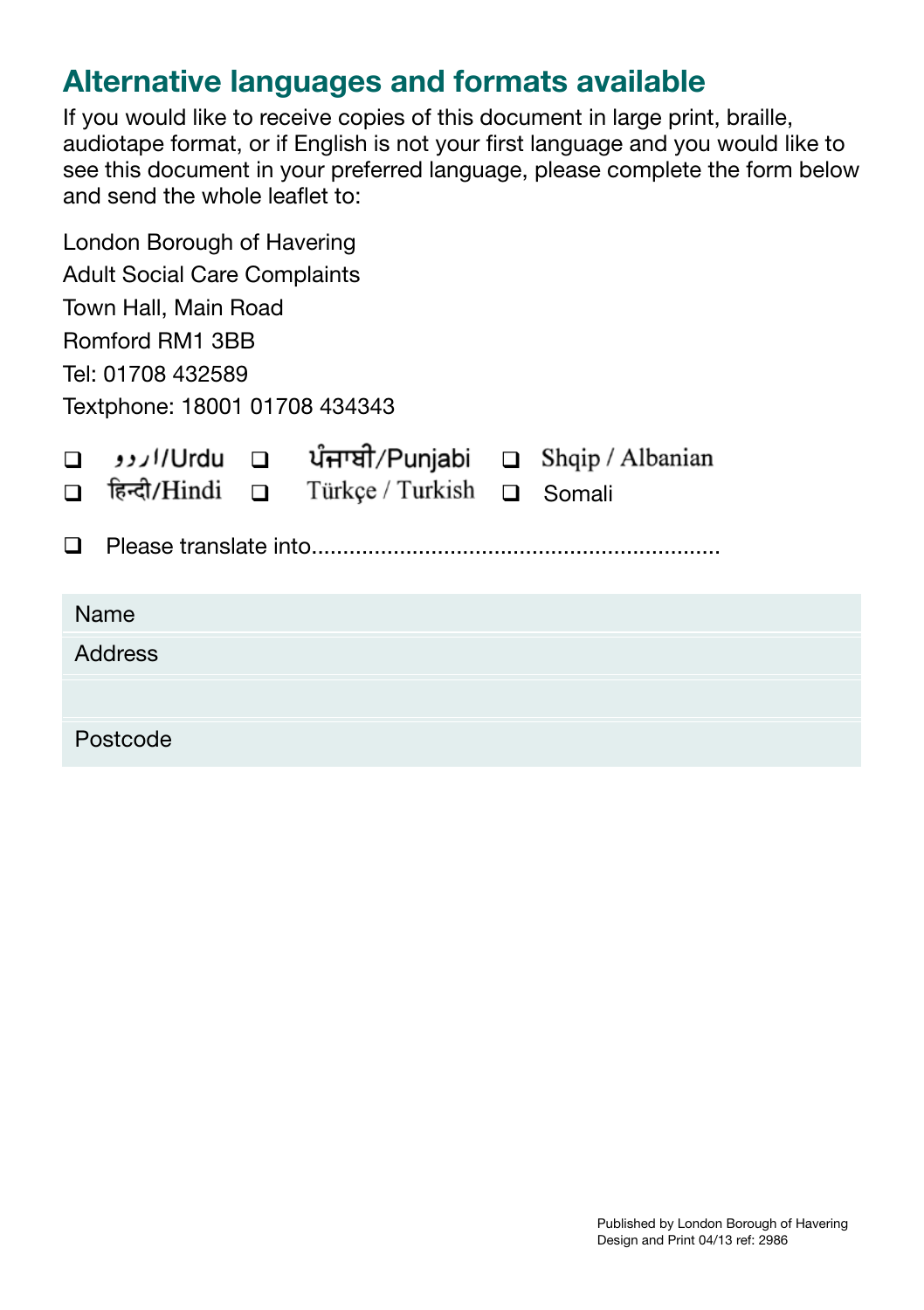## Alternative languages and formats available

If you would like to receive copies of this document in large print, braille, audiotape format, or if English is not your first language and you would like to see this document in your preferred language, please complete the form below and send the whole leaflet to:

London Borough of Havering
Adult Social Care Complaints
Town Hall, Main Road
Romford RM1 3BB
Tel: 01708 432589
Textphone: 18001 01708 434343

- ☐ اردو/Urdu
- ☐ ਪੰਜਾਬੀ/Punjabi
- ☐ Shqip / Albanian
- ☐ हिन्दी/Hindi
- ☐ Türkçe / Turkish
- ☐ Somali

☐ Please translate into..................................................................

| Name |
| --- |
| Address |
| |
| Postcode |

Published by London Borough of Havering
Design and Print 04/13 ref: 2986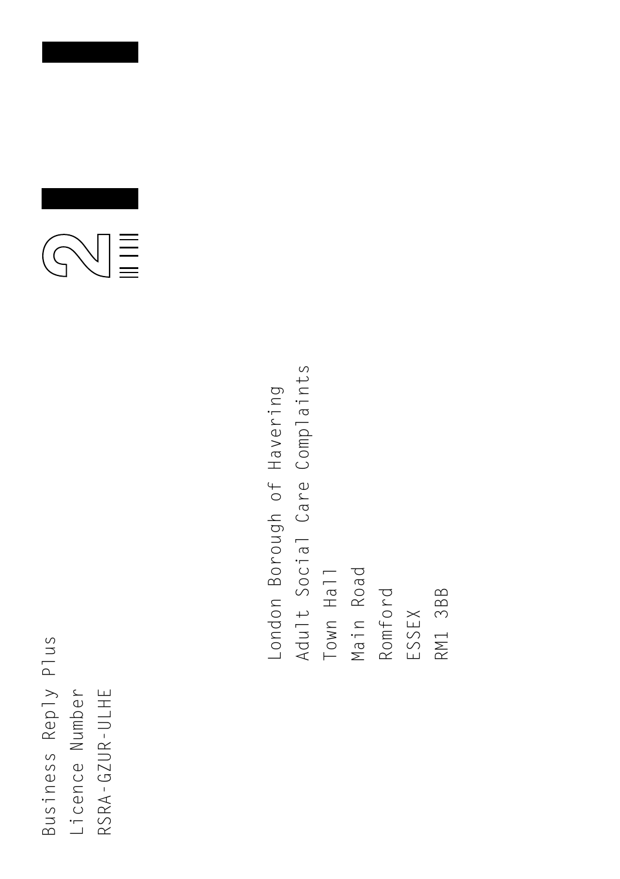Business Reply Plus
Licence Number
RSRA-GZUR-ULHE

London Borough of Havering
Adult Social Care Complaints
Town Hall
Main Road
Romford
ESSEX
RM1 3BB